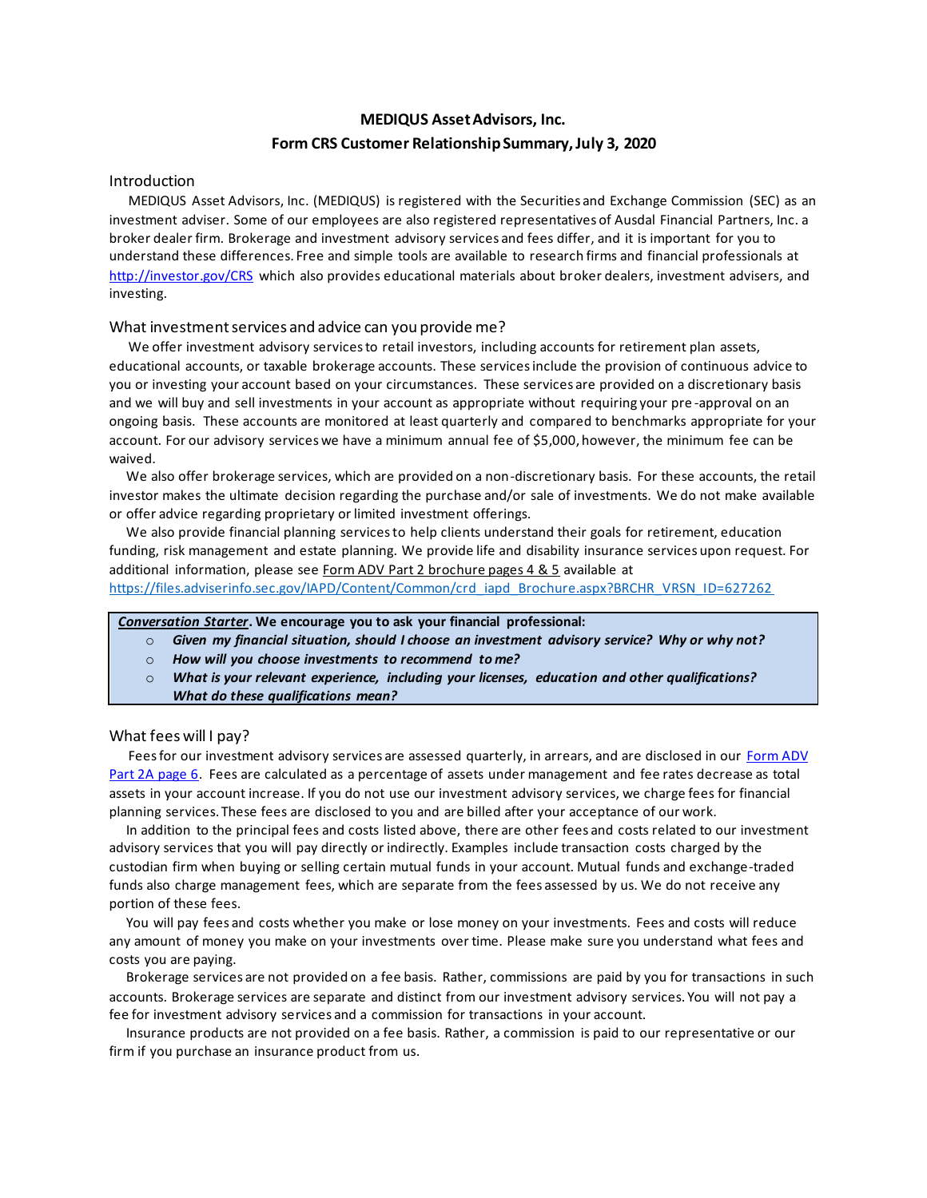# MEDIQUS Asset Advisors, Inc.
## Form CRS Customer Relationship Summary, July 3, 2020

### Introduction

MEDIQUS Asset Advisors, Inc. (MEDIQUS) is registered with the Securities and Exchange Commission (SEC) as an investment adviser. Some of our employees are also registered representatives of Ausdal Financial Partners, Inc. a broker dealer firm. Brokerage and investment advisory services and fees differ, and it is important for you to understand these differences. Free and simple tools are available to research firms and financial professionals at [http://investor.gov/CRS](http://investor.gov/CRS) which also provides educational materials about broker dealers, investment advisers, and investing.

### What investment services and advice can you provide me?

We offer investment advisory services to retail investors, including accounts for retirement plan assets, educational accounts, or taxable brokerage accounts. These services include the provision of continuous advice to you or investing your account based on your circumstances. These services are provided on a discretionary basis and we will buy and sell investments in your account as appropriate without requiring your pre-approval on an ongoing basis. These accounts are monitored at least quarterly and compared to benchmarks appropriate for your account. For our advisory services we have a minimum annual fee of $5,000, however, the minimum fee can be waived.

We also offer brokerage services, which are provided on a non-discretionary basis. For these accounts, the retail investor makes the ultimate decision regarding the purchase and/or sale of investments. We do not make available or offer advice regarding proprietary or limited investment offerings.

We also provide financial planning services to help clients understand their goals for retirement, education funding, risk management and estate planning. We provide life and disability insurance services upon request. For additional information, please see Form ADV Part 2 brochure pages 4 & 5 available at [https://files.adviserinfo.sec.gov/IAPD/Content/Common/crd_iapd_Brochure.aspx?BRCHR_VRSN_ID=627262](https://files.adviserinfo.sec.gov/IAPD/Content/Common/crd_iapd_Brochure.aspx?BRCHR_VRSN_ID=627262)

> ***Conversation Starter*. We encourage you to ask your financial professional:**
> - ***Given my financial situation, should I choose an investment advisory service? Why or why not?***
> - ***How will you choose investments to recommend to me?***
> - ***What is your relevant experience, including your licenses, education and other qualifications? What do these qualifications mean?***

### What fees will I pay?

Fees for our investment advisory services are assessed quarterly, in arrears, and are disclosed in our Form ADV Part 2A page 6. Fees are calculated as a percentage of assets under management and fee rates decrease as total assets in your account increase. If you do not use our investment advisory services, we charge fees for financial planning services. These fees are disclosed to you and are billed after your acceptance of our work.

In addition to the principal fees and costs listed above, there are other fees and costs related to our investment advisory services that you will pay directly or indirectly. Examples include transaction costs charged by the custodian firm when buying or selling certain mutual funds in your account. Mutual funds and exchange-traded funds also charge management fees, which are separate from the fees assessed by us. We do not receive any portion of these fees.

You will pay fees and costs whether you make or lose money on your investments. Fees and costs will reduce any amount of money you make on your investments over time. Please make sure you understand what fees and costs you are paying.

Brokerage services are not provided on a fee basis. Rather, commissions are paid by you for transactions in such accounts. Brokerage services are separate and distinct from our investment advisory services. You will not pay a fee for investment advisory services and a commission for transactions in your account.

Insurance products are not provided on a fee basis. Rather, a commission is paid to our representative or our firm if you purchase an insurance product from us.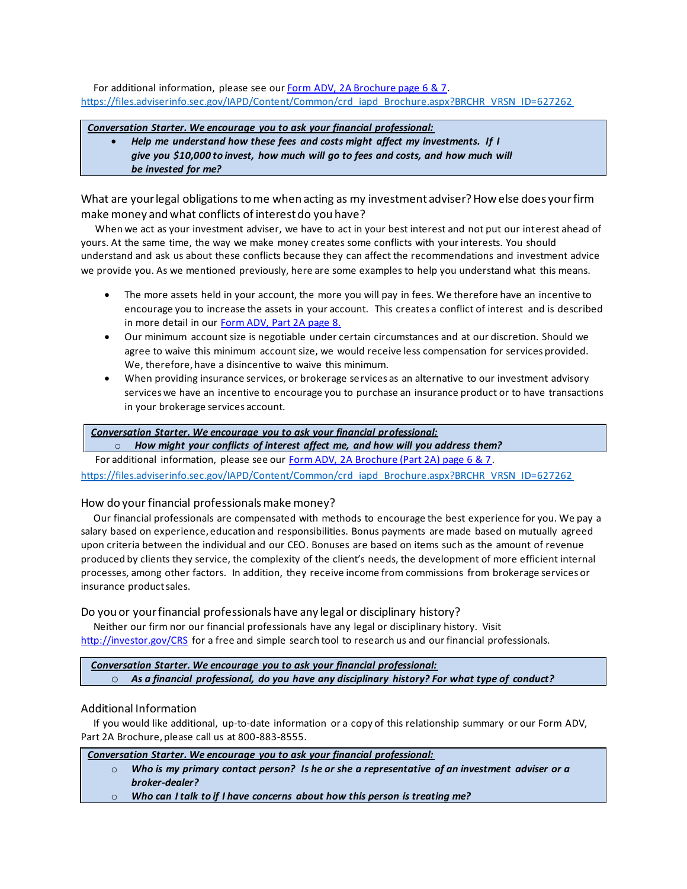For additional information, please see our [Form ADV, 2A Brochure page 6 & 7](https://files.adviserinfo.sec.gov/IAPD/Content/Common/crd_iapd_Brochure.aspx?BRCHR_VRSN_ID=627262).
https://files.adviserinfo.sec.gov/IAPD/Content/Common/crd_iapd_Brochure.aspx?BRCHR_VRSN_ID=627262

***Conversation Starter. We encourage you to ask your financial professional:***

- ***Help me understand how these fees and costs might affect my investments. If I give you $10,000 to invest, how much will go to fees and costs, and how much will be invested for me?***

## What are your legal obligations to me when acting as my investment adviser? How else does your firm make money and what conflicts of interest do you have?

When we act as your investment adviser, we have to act in your best interest and not put our interest ahead of yours. At the same time, the way we make money creates some conflicts with your interests. You should understand and ask us about these conflicts because they can affect the recommendations and investment advice we provide you. As we mentioned previously, here are some examples to help you understand what this means.

- The more assets held in your account, the more you will pay in fees. We therefore have an incentive to encourage you to increase the assets in your account. This creates a conflict of interest and is described in more detail in our Form ADV, Part 2A page 8.
- Our minimum account size is negotiable under certain circumstances and at our discretion. Should we agree to waive this minimum account size, we would receive less compensation for services provided. We, therefore, have a disincentive to waive this minimum.
- When providing insurance services, or brokerage services as an alternative to our investment advisory services we have an incentive to encourage you to purchase an insurance product or to have transactions in your brokerage services account.

***Conversation Starter. We encourage you to ask your financial professional:***

- ***How might your conflicts of interest affect me, and how will you address them?***

For additional information, please see our Form ADV, 2A Brochure (Part 2A) page 6 & 7.
https://files.adviserinfo.sec.gov/IAPD/Content/Common/crd_iapd_Brochure.aspx?BRCHR_VRSN_ID=627262

## How do your financial professionals make money?

Our financial professionals are compensated with methods to encourage the best experience for you. We pay a salary based on experience, education and responsibilities. Bonus payments are made based on mutually agreed upon criteria between the individual and our CEO. Bonuses are based on items such as the amount of revenue produced by clients they service, the complexity of the client's needs, the development of more efficient internal processes, among other factors. In addition, they receive income from commissions from brokerage services or insurance product sales.

## Do you or your financial professionals have any legal or disciplinary history?

Neither our firm nor our financial professionals have any legal or disciplinary history. Visit http://investor.gov/CRS for a free and simple search tool to research us and our financial professionals.

***Conversation Starter. We encourage you to ask your financial professional:***

- ***As a financial professional, do you have any disciplinary history? For what type of conduct?***

## Additional Information

If you would like additional, up-to-date information or a copy of this relationship summary or our Form ADV, Part 2A Brochure, please call us at 800-883-8555.

***Conversation Starter. We encourage you to ask your financial professional:***

- ***Who is my primary contact person? Is he or she a representative of an investment adviser or a broker-dealer?***
- ***Who can I talk to if I have concerns about how this person is treating me?***